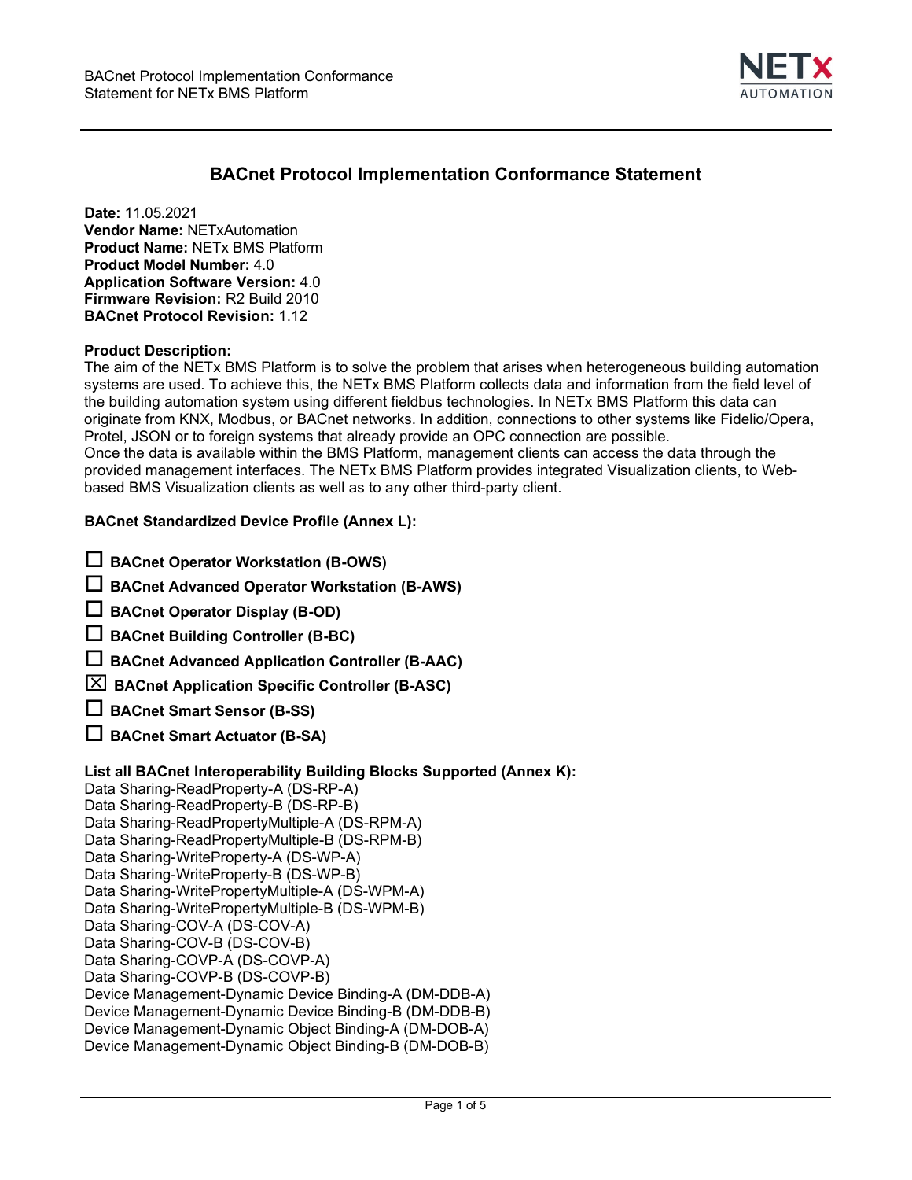# BACnet Protocol Implementation Conformance Statement

**Date:** 11.05.2021
**Vendor Name:** NETxAutomation
**Product Name:** NETx BMS Platform
**Product Model Number:** 4.0
**Application Software Version:** 4.0
**Firmware Revision:** R2 Build 2010
**BACnet Protocol Revision:** 1.12

**Product Description:**
The aim of the NETx BMS Platform is to solve the problem that arises when heterogeneous building automation systems are used. To achieve this, the NETx BMS Platform collects data and information from the field level of the building automation system using different fieldbus technologies. In NETx BMS Platform this data can originate from KNX, Modbus, or BACnet networks. In addition, connections to other systems like Fidelio/Opera, Protel, JSON or to foreign systems that already provide an OPC connection are possible.
Once the data is available within the BMS Platform, management clients can access the data through the provided management interfaces. The NETx BMS Platform provides integrated Visualization clients, to Web-based BMS Visualization clients as well as to any other third-party client.

**BACnet Standardized Device Profile (Annex L):**

- ☐ **BACnet Operator Workstation (B-OWS)**
- ☐ **BACnet Advanced Operator Workstation (B-AWS)**
- ☐ **BACnet Operator Display (B-OD)**
- ☐ **BACnet Building Controller (B-BC)**
- ☐ **BACnet Advanced Application Controller (B-AAC)**
- ☒ **BACnet Application Specific Controller (B-ASC)**
- ☐ **BACnet Smart Sensor (B-SS)**
- ☐ **BACnet Smart Actuator (B-SA)**

**List all BACnet Interoperability Building Blocks Supported (Annex K):**
Data Sharing-ReadProperty-A (DS-RP-A)
Data Sharing-ReadProperty-B (DS-RP-B)
Data Sharing-ReadPropertyMultiple-A (DS-RPM-A)
Data Sharing-ReadPropertyMultiple-B (DS-RPM-B)
Data Sharing-WriteProperty-A (DS-WP-A)
Data Sharing-WriteProperty-B (DS-WP-B)
Data Sharing-WritePropertyMultiple-A (DS-WPM-A)
Data Sharing-WritePropertyMultiple-B (DS-WPM-B)
Data Sharing-COV-A (DS-COV-A)
Data Sharing-COV-B (DS-COV-B)
Data Sharing-COVP-A (DS-COVP-A)
Data Sharing-COVP-B (DS-COVP-B)
Device Management-Dynamic Device Binding-A (DM-DDB-A)
Device Management-Dynamic Device Binding-B (DM-DDB-B)
Device Management-Dynamic Object Binding-A (DM-DOB-A)
Device Management-Dynamic Object Binding-B (DM-DOB-B)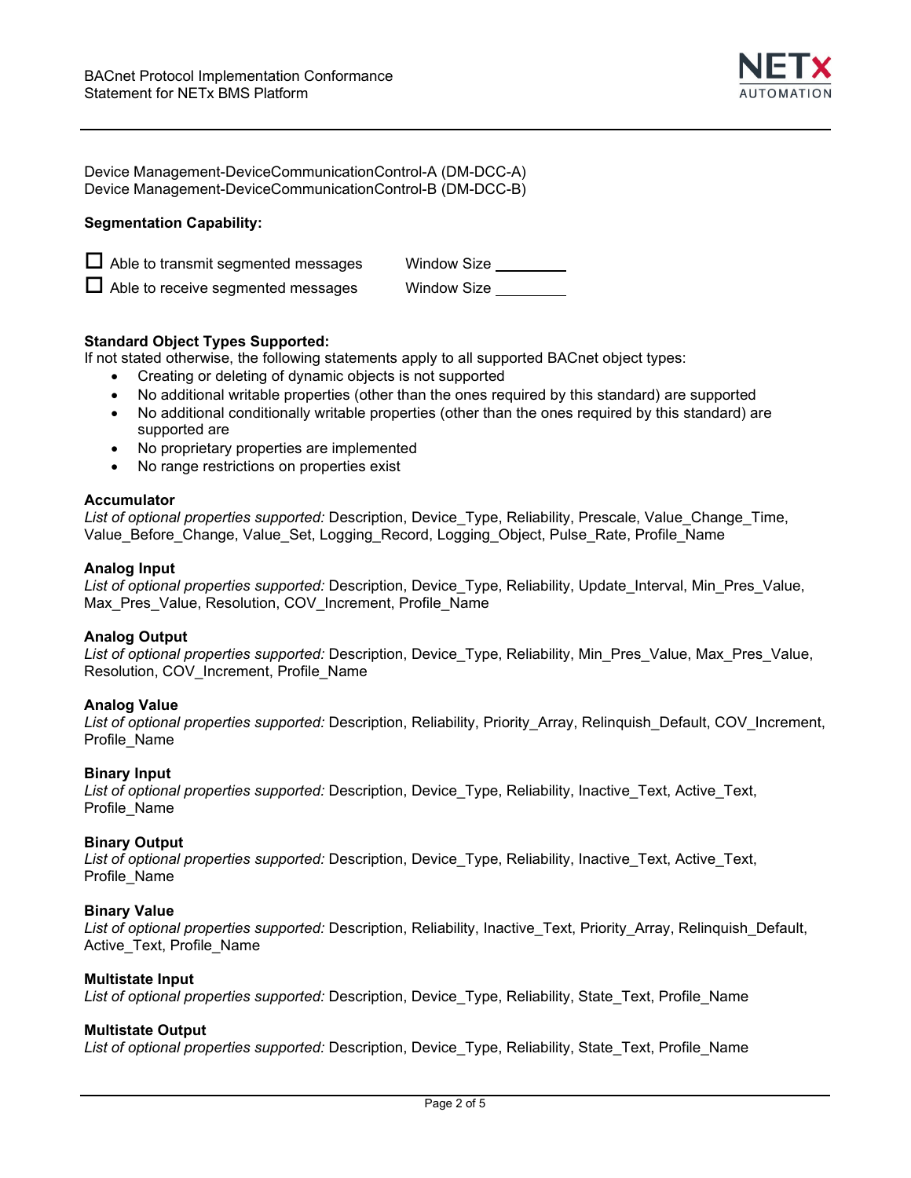Device Management-DeviceCommunicationControl-A (DM-DCC-A)
Device Management-DeviceCommunicationControl-B (DM-DCC-B)

**Segmentation Capability:**

☐ Able to transmit segmented messages Window Size ________
☐ Able to receive segmented messages Window Size ________

**Standard Object Types Supported:**
If not stated otherwise, the following statements apply to all supported BACnet object types:

- Creating or deleting of dynamic objects is not supported
- No additional writable properties (other than the ones required by this standard) are supported
- No additional conditionally writable properties (other than the ones required by this standard) are supported are
- No proprietary properties are implemented
- No range restrictions on properties exist

**Accumulator**
*List of optional properties supported:* Description, Device_Type, Reliability, Prescale, Value_Change_Time, Value_Before_Change, Value_Set, Logging_Record, Logging_Object, Pulse_Rate, Profile_Name

**Analog Input**
*List of optional properties supported:* Description, Device_Type, Reliability, Update_Interval, Min_Pres_Value, Max_Pres_Value, Resolution, COV_Increment, Profile_Name

**Analog Output**
*List of optional properties supported:* Description, Device_Type, Reliability, Min_Pres_Value, Max_Pres_Value, Resolution, COV_Increment, Profile_Name

**Analog Value**
*List of optional properties supported:* Description, Reliability, Priority_Array, Relinquish_Default, COV_Increment, Profile_Name

**Binary Input**
*List of optional properties supported:* Description, Device_Type, Reliability, Inactive_Text, Active_Text, Profile_Name

**Binary Output**
*List of optional properties supported:* Description, Device_Type, Reliability, Inactive_Text, Active_Text, Profile_Name

**Binary Value**
*List of optional properties supported:* Description, Reliability, Inactive_Text, Priority_Array, Relinquish_Default, Active_Text, Profile_Name

**Multistate Input**
*List of optional properties supported:* Description, Device_Type, Reliability, State_Text, Profile_Name

**Multistate Output**
*List of optional properties supported:* Description, Device_Type, Reliability, State_Text, Profile_Name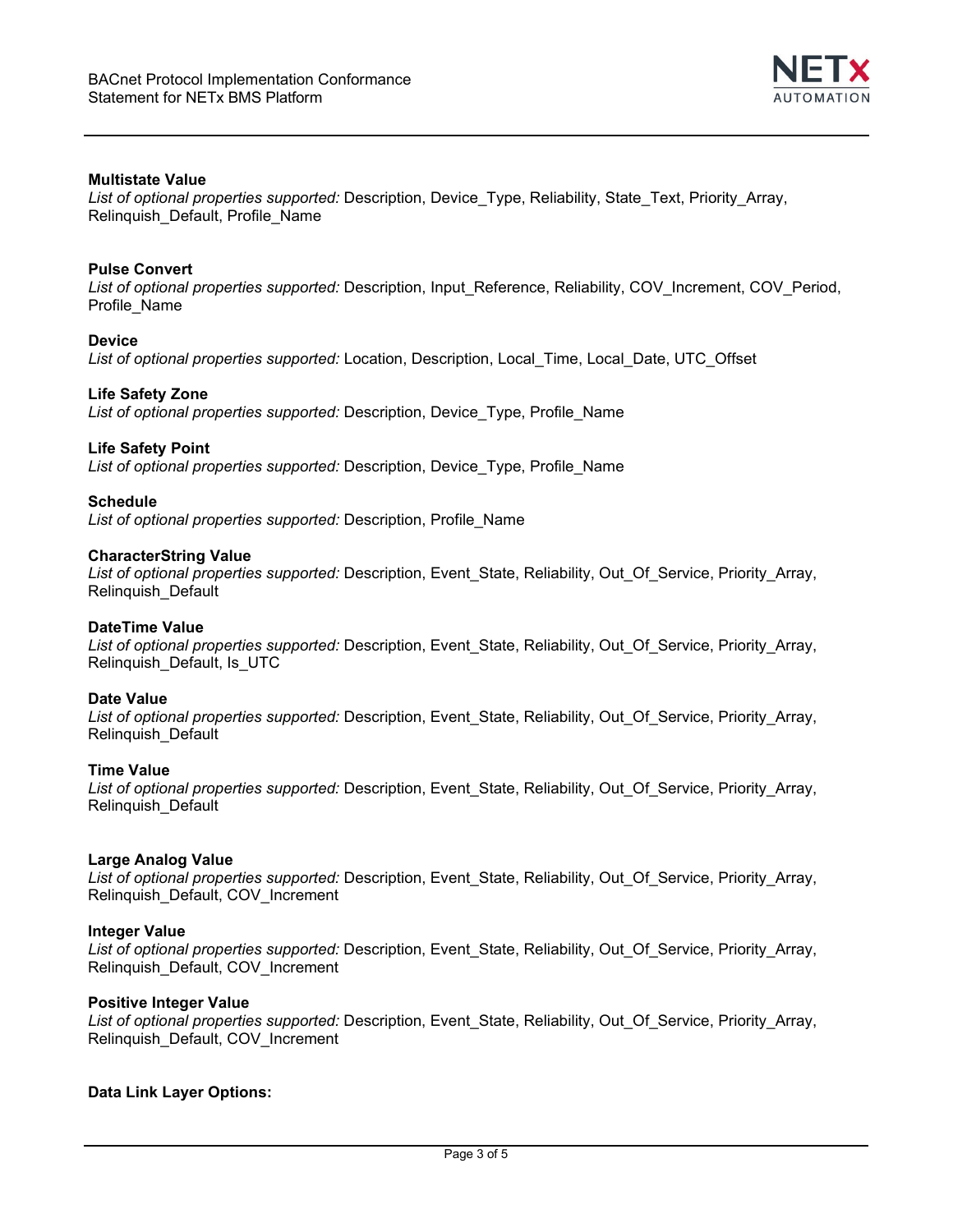**Multistate Value**
*List of optional properties supported:* Description, Device_Type, Reliability, State_Text, Priority_Array, Relinquish_Default, Profile_Name

**Pulse Convert**
*List of optional properties supported:* Description, Input_Reference, Reliability, COV_Increment, COV_Period, Profile_Name

**Device**
*List of optional properties supported:* Location, Description, Local_Time, Local_Date, UTC_Offset

**Life Safety Zone**
*List of optional properties supported:* Description, Device_Type, Profile_Name

**Life Safety Point**
*List of optional properties supported:* Description, Device_Type, Profile_Name

**Schedule**
*List of optional properties supported:* Description, Profile_Name

**CharacterString Value**
*List of optional properties supported:* Description, Event_State, Reliability, Out_Of_Service, Priority_Array, Relinquish_Default

**DateTime Value**
*List of optional properties supported:* Description, Event_State, Reliability, Out_Of_Service, Priority_Array, Relinquish_Default, Is_UTC

**Date Value**
*List of optional properties supported:* Description, Event_State, Reliability, Out_Of_Service, Priority_Array, Relinquish_Default

**Time Value**
*List of optional properties supported:* Description, Event_State, Reliability, Out_Of_Service, Priority_Array, Relinquish_Default

**Large Analog Value**
*List of optional properties supported:* Description, Event_State, Reliability, Out_Of_Service, Priority_Array, Relinquish_Default, COV_Increment

**Integer Value**
*List of optional properties supported:* Description, Event_State, Reliability, Out_Of_Service, Priority_Array, Relinquish_Default, COV_Increment

**Positive Integer Value**
*List of optional properties supported:* Description, Event_State, Reliability, Out_Of_Service, Priority_Array, Relinquish_Default, COV_Increment

**Data Link Layer Options:**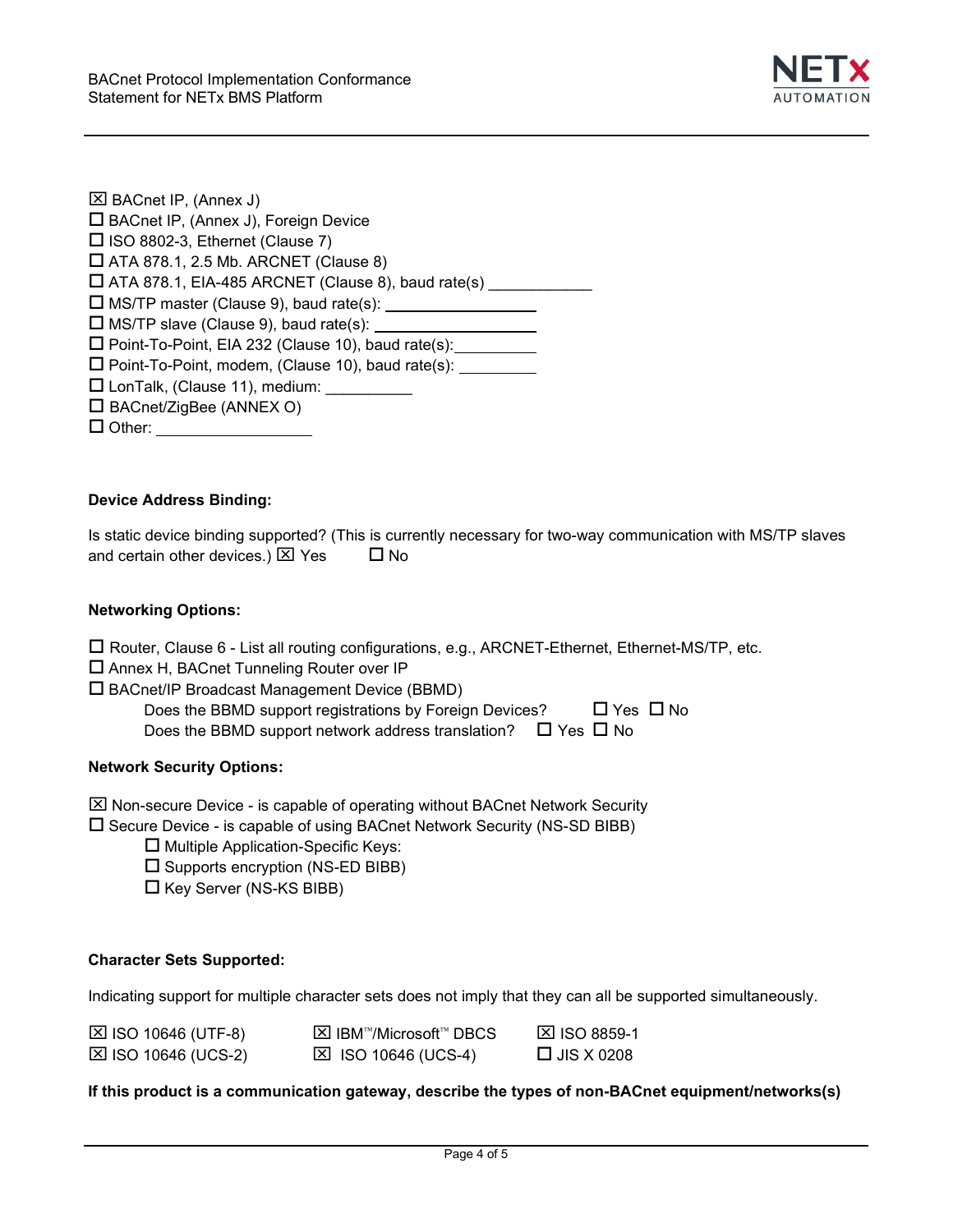☒ BACnet IP, (Annex J)
☐ BACnet IP, (Annex J), Foreign Device
☐ ISO 8802-3, Ethernet (Clause 7)
☐ ATA 878.1, 2.5 Mb. ARCNET (Clause 8)
☐ ATA 878.1, EIA-485 ARCNET (Clause 8), baud rate(s) ____________
☐ MS/TP master (Clause 9), baud rate(s): ____________
☐ MS/TP slave (Clause 9), baud rate(s): ____________
☐ Point-To-Point, EIA 232 (Clause 10), baud rate(s): ____________
☐ Point-To-Point, modem, (Clause 10), baud rate(s): ____________
☐ LonTalk, (Clause 11), medium: __________
☐ BACnet/ZigBee (ANNEX O)
☐ Other: ____________

**Device Address Binding:**

Is static device binding supported? (This is currently necessary for two-way communication with MS/TP slaves and certain other devices.) ☒ Yes ☐ No

**Networking Options:**

☐ Router, Clause 6 - List all routing configurations, e.g., ARCNET-Ethernet, Ethernet-MS/TP, etc.
☐ Annex H, BACnet Tunneling Router over IP
☐ BACnet/IP Broadcast Management Device (BBMD)
  Does the BBMD support registrations by Foreign Devices? ☐ Yes ☐ No
  Does the BBMD support network address translation? ☐ Yes ☐ No

**Network Security Options:**

☒ Non-secure Device - is capable of operating without BACnet Network Security
☐ Secure Device - is capable of using BACnet Network Security (NS-SD BIBB)
  ☐ Multiple Application-Specific Keys:
  ☐ Supports encryption (NS-ED BIBB)
  ☐ Key Server (NS-KS BIBB)

**Character Sets Supported:**

Indicating support for multiple character sets does not imply that they can all be supported simultaneously.

☒ ISO 10646 (UTF-8) ☒ IBM™/Microsoft™ DBCS ☒ ISO 8859-1
☒ ISO 10646 (UCS-2) ☒ ISO 10646 (UCS-4) ☐ JIS X 0208

**If this product is a communication gateway, describe the types of non-BACnet equipment/networks(s)**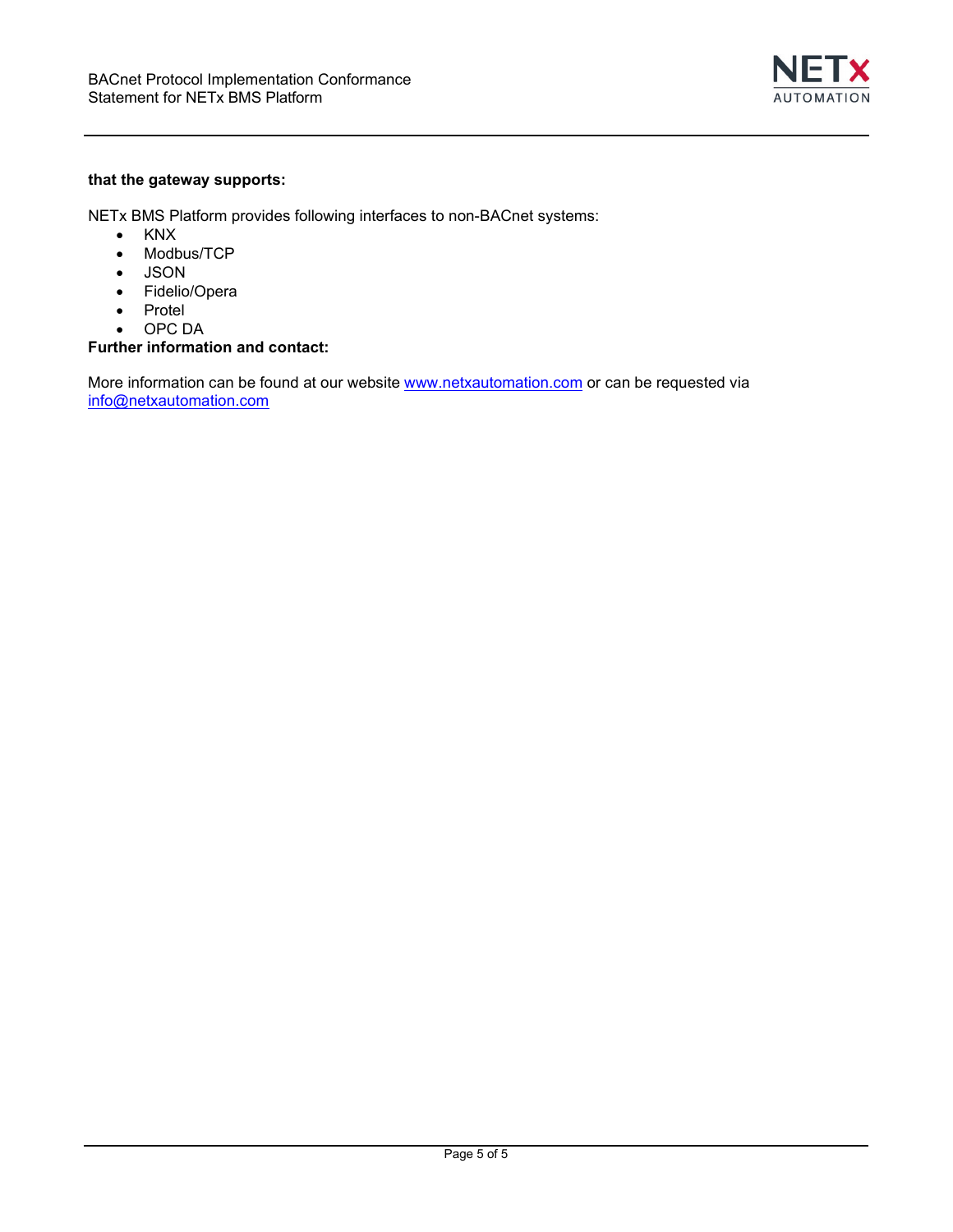**that the gateway supports:**

NETx BMS Platform provides following interfaces to non-BACnet systems:

- KNX
- Modbus/TCP
- JSON
- Fidelio/Opera
- Protel
- OPC DA

**Further information and contact:**

More information can be found at our website www.netxautomation.com or can be requested via info@netxautomation.com